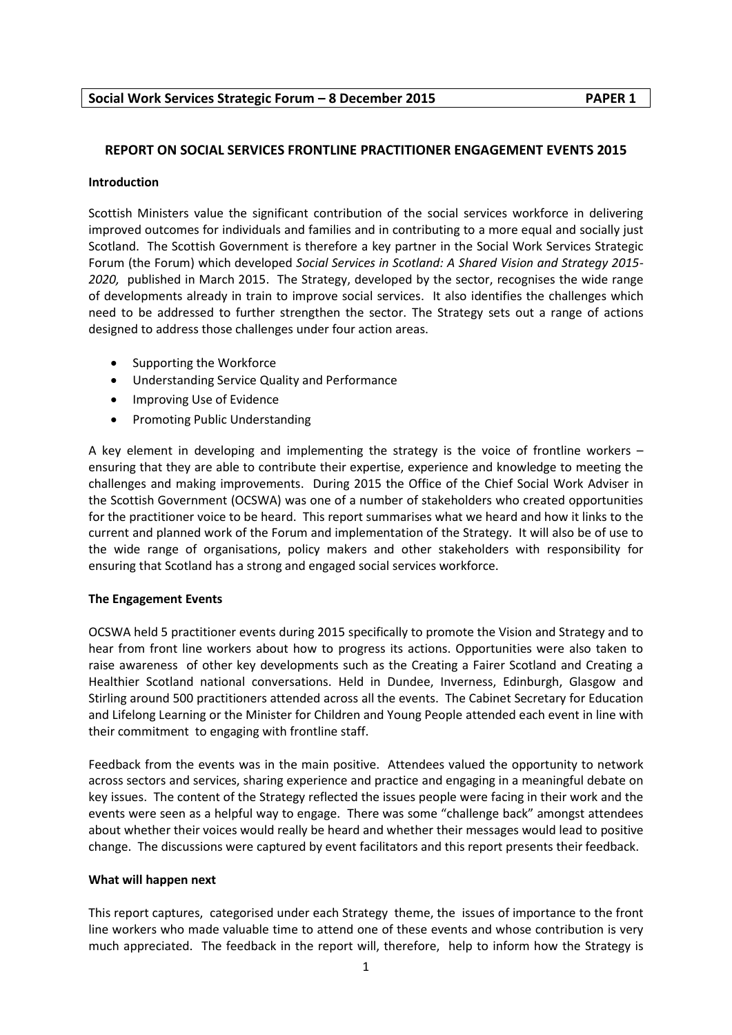**Social Work Services Strategic Forum – 8 December 2015 PAPER 1**

## REPORT ON SOCIAL SERVICES FRONTLINE PRACTITIONER ENGAGEMENT EVENTS 2015

### Introduction

Scottish Ministers value the significant contribution of the social services workforce in delivering improved outcomes for individuals and families and in contributing to a more equal and socially just Scotland. The Scottish Government is therefore a key partner in the Social Work Services Strategic Forum (the Forum) which developed *Social Services in Scotland: A Shared Vision and Strategy 2015-2020,* published in March 2015. The Strategy, developed by the sector, recognises the wide range of developments already in train to improve social services. It also identifies the challenges which need to be addressed to further strengthen the sector. The Strategy sets out a range of actions designed to address those challenges under four action areas.

- Supporting the Workforce
- Understanding Service Quality and Performance
- Improving Use of Evidence
- Promoting Public Understanding

A key element in developing and implementing the strategy is the voice of frontline workers – ensuring that they are able to contribute their expertise, experience and knowledge to meeting the challenges and making improvements. During 2015 the Office of the Chief Social Work Adviser in the Scottish Government (OCSWA) was one of a number of stakeholders who created opportunities for the practitioner voice to be heard. This report summarises what we heard and how it links to the current and planned work of the Forum and implementation of the Strategy. It will also be of use to the wide range of organisations, policy makers and other stakeholders with responsibility for ensuring that Scotland has a strong and engaged social services workforce.

### The Engagement Events

OCSWA held 5 practitioner events during 2015 specifically to promote the Vision and Strategy and to hear from front line workers about how to progress its actions. Opportunities were also taken to raise awareness of other key developments such as the Creating a Fairer Scotland and Creating a Healthier Scotland national conversations. Held in Dundee, Inverness, Edinburgh, Glasgow and Stirling around 500 practitioners attended across all the events. The Cabinet Secretary for Education and Lifelong Learning or the Minister for Children and Young People attended each event in line with their commitment to engaging with frontline staff.

Feedback from the events was in the main positive. Attendees valued the opportunity to network across sectors and services, sharing experience and practice and engaging in a meaningful debate on key issues. The content of the Strategy reflected the issues people were facing in their work and the events were seen as a helpful way to engage. There was some "challenge back" amongst attendees about whether their voices would really be heard and whether their messages would lead to positive change. The discussions were captured by event facilitators and this report presents their feedback.

### What will happen next

This report captures, categorised under each Strategy theme, the issues of importance to the front line workers who made valuable time to attend one of these events and whose contribution is very much appreciated. The feedback in the report will, therefore, help to inform how the Strategy is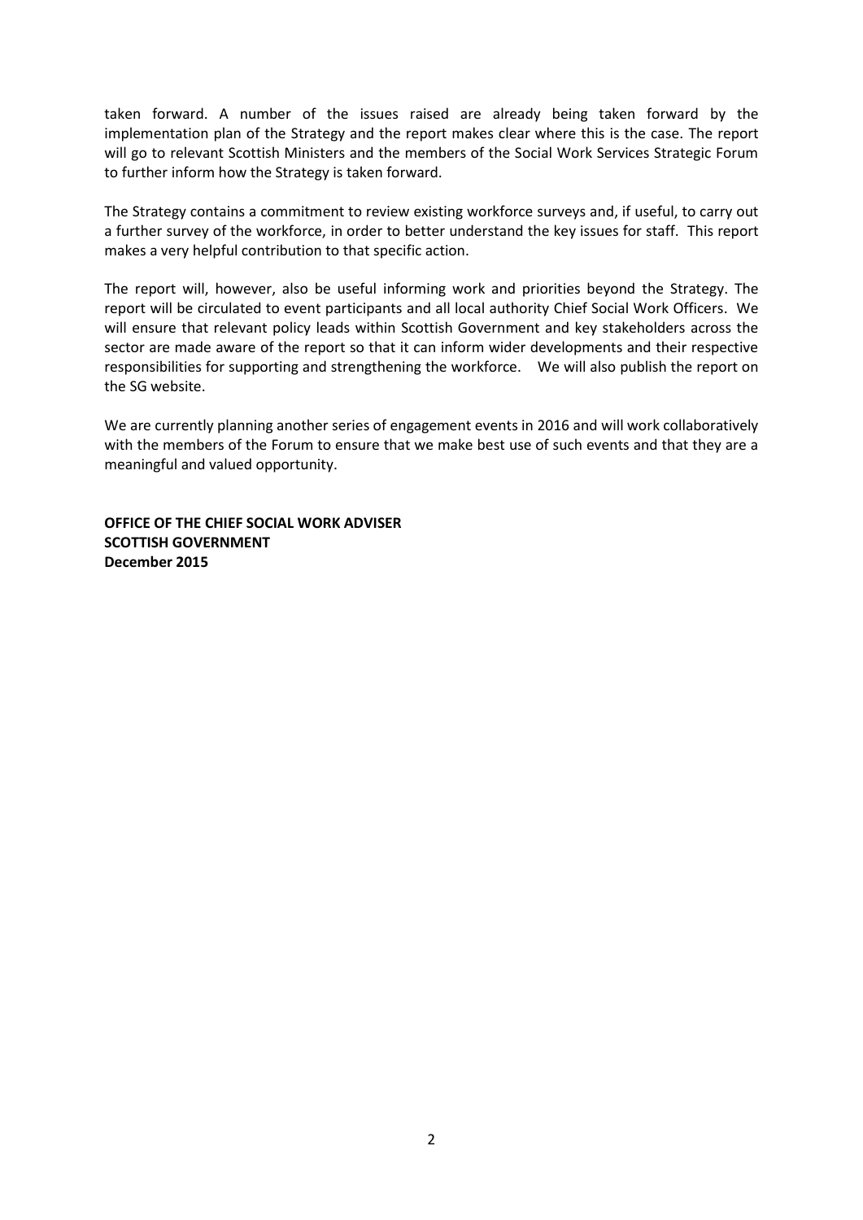taken forward. A number of the issues raised are already being taken forward by the implementation plan of the Strategy and the report makes clear where this is the case. The report will go to relevant Scottish Ministers and the members of the Social Work Services Strategic Forum to further inform how the Strategy is taken forward.

The Strategy contains a commitment to review existing workforce surveys and, if useful, to carry out a further survey of the workforce, in order to better understand the key issues for staff. This report makes a very helpful contribution to that specific action.

The report will, however, also be useful informing work and priorities beyond the Strategy. The report will be circulated to event participants and all local authority Chief Social Work Officers. We will ensure that relevant policy leads within Scottish Government and key stakeholders across the sector are made aware of the report so that it can inform wider developments and their respective responsibilities for supporting and strengthening the workforce. We will also publish the report on the SG website.

We are currently planning another series of engagement events in 2016 and will work collaboratively with the members of the Forum to ensure that we make best use of such events and that they are a meaningful and valued opportunity.

**OFFICE OF THE CHIEF SOCIAL WORK ADVISER**
**SCOTTISH GOVERNMENT**
**December 2015**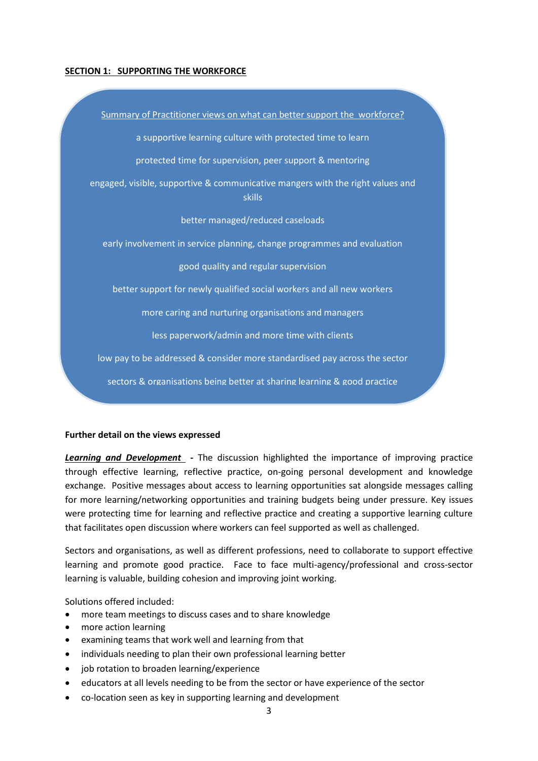## SECTION 1: SUPPORTING THE WORKFORCE

Summary of Practitioner views on what can better support the workforce?

a supportive learning culture with protected time to learn

protected time for supervision, peer support & mentoring

engaged, visible, supportive & communicative mangers with the right values and skills

better managed/reduced caseloads

early involvement in service planning, change programmes and evaluation

good quality and regular supervision

better support for newly qualified social workers and all new workers

more caring and nurturing organisations and managers

less paperwork/admin and more time with clients

low pay to be addressed & consider more standardised pay across the sector

sectors & organisations being better at sharing learning & good practice

**Further detail on the views expressed**

***Learning and Development*** **-** The discussion highlighted the importance of improving practice through effective learning, reflective practice, on-going personal development and knowledge exchange. Positive messages about access to learning opportunities sat alongside messages calling for more learning/networking opportunities and training budgets being under pressure. Key issues were protecting time for learning and reflective practice and creating a supportive learning culture that facilitates open discussion where workers can feel supported as well as challenged.

Sectors and organisations, as well as different professions, need to collaborate to support effective learning and promote good practice. Face to face multi-agency/professional and cross-sector learning is valuable, building cohesion and improving joint working.

Solutions offered included:

- more team meetings to discuss cases and to share knowledge
- more action learning
- examining teams that work well and learning from that
- individuals needing to plan their own professional learning better
- job rotation to broaden learning/experience
- educators at all levels needing to be from the sector or have experience of the sector
- co-location seen as key in supporting learning and development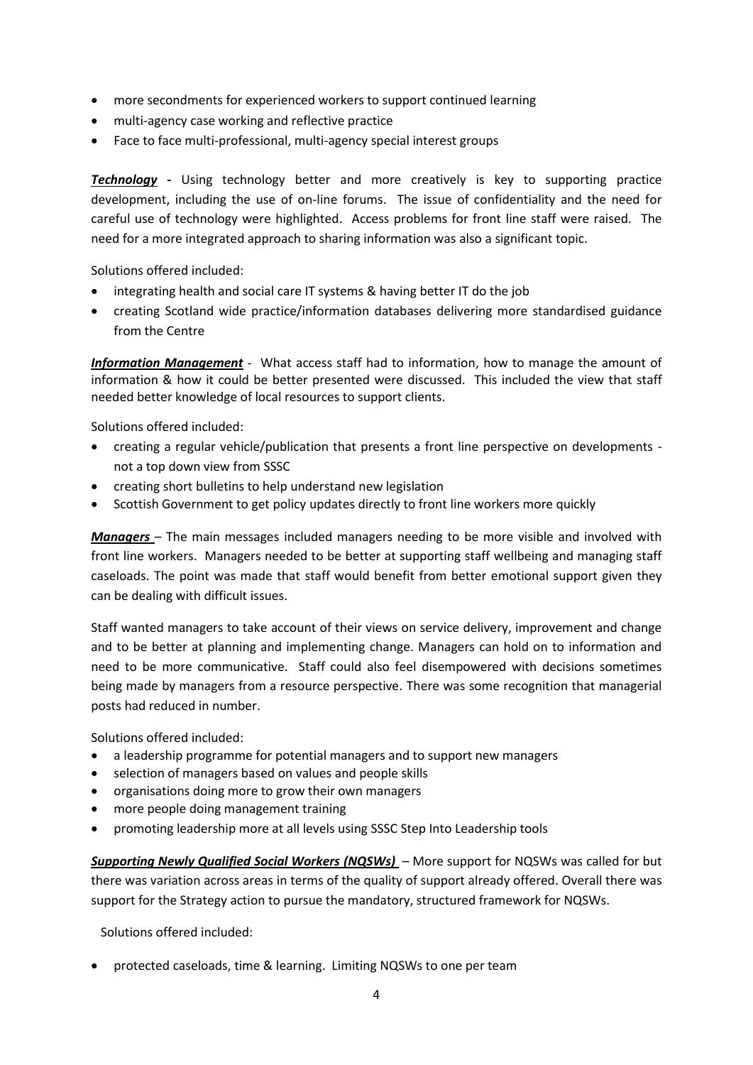- more secondments for experienced workers to support continued learning
- multi-agency case working and reflective practice
- Face to face multi-professional, multi-agency special interest groups

***Technology*** **-** Using technology better and more creatively is key to supporting practice development, including the use of on-line forums. The issue of confidentiality and the need for careful use of technology were highlighted. Access problems for front line staff were raised. The need for a more integrated approach to sharing information was also a significant topic.

Solutions offered included:

- integrating health and social care IT systems & having better IT do the job
- creating Scotland wide practice/information databases delivering more standardised guidance from the Centre

***Information Management*** - What access staff had to information, how to manage the amount of information & how it could be better presented were discussed. This included the view that staff needed better knowledge of local resources to support clients.

Solutions offered included:

- creating a regular vehicle/publication that presents a front line perspective on developments - not a top down view from SSSC
- creating short bulletins to help understand new legislation
- Scottish Government to get policy updates directly to front line workers more quickly

***Managers*** – The main messages included managers needing to be more visible and involved with front line workers. Managers needed to be better at supporting staff wellbeing and managing staff caseloads. The point was made that staff would benefit from better emotional support given they can be dealing with difficult issues.

Staff wanted managers to take account of their views on service delivery, improvement and change and to be better at planning and implementing change. Managers can hold on to information and need to be more communicative. Staff could also feel disempowered with decisions sometimes being made by managers from a resource perspective. There was some recognition that managerial posts had reduced in number.

Solutions offered included:

- a leadership programme for potential managers and to support new managers
- selection of managers based on values and people skills
- organisations doing more to grow their own managers
- more people doing management training
- promoting leadership more at all levels using SSSC Step Into Leadership tools

***Supporting Newly Qualified Social Workers (NQSWs)*** – More support for NQSWs was called for but there was variation across areas in terms of the quality of support already offered. Overall there was support for the Strategy action to pursue the mandatory, structured framework for NQSWs.

Solutions offered included:

- protected caseloads, time & learning. Limiting NQSWs to one per team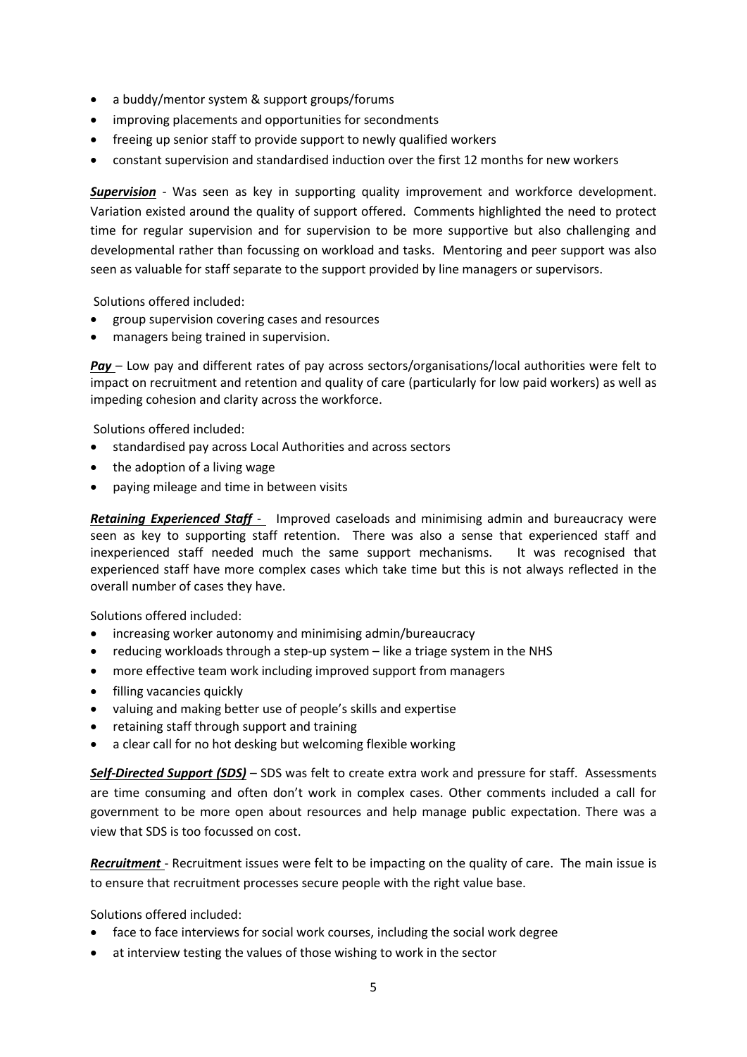- a buddy/mentor system & support groups/forums
- improving placements and opportunities for secondments
- freeing up senior staff to provide support to newly qualified workers
- constant supervision and standardised induction over the first 12 months for new workers

***Supervision*** - Was seen as key in supporting quality improvement and workforce development. Variation existed around the quality of support offered. Comments highlighted the need to protect time for regular supervision and for supervision to be more supportive but also challenging and developmental rather than focussing on workload and tasks. Mentoring and peer support was also seen as valuable for staff separate to the support provided by line managers or supervisors.

Solutions offered included:

- group supervision covering cases and resources
- managers being trained in supervision.

***Pay*** – Low pay and different rates of pay across sectors/organisations/local authorities were felt to impact on recruitment and retention and quality of care (particularly for low paid workers) as well as impeding cohesion and clarity across the workforce.

Solutions offered included:

- standardised pay across Local Authorities and across sectors
- the adoption of a living wage
- paying mileage and time in between visits

***Retaining Experienced Staff*** - Improved caseloads and minimising admin and bureaucracy were seen as key to supporting staff retention. There was also a sense that experienced staff and inexperienced staff needed much the same support mechanisms. It was recognised that experienced staff have more complex cases which take time but this is not always reflected in the overall number of cases they have.

Solutions offered included:

- increasing worker autonomy and minimising admin/bureaucracy
- reducing workloads through a step-up system – like a triage system in the NHS
- more effective team work including improved support from managers
- filling vacancies quickly
- valuing and making better use of people's skills and expertise
- retaining staff through support and training
- a clear call for no hot desking but welcoming flexible working

***Self-Directed Support (SDS)*** – SDS was felt to create extra work and pressure for staff. Assessments are time consuming and often don't work in complex cases. Other comments included a call for government to be more open about resources and help manage public expectation. There was a view that SDS is too focussed on cost.

***Recruitment*** - Recruitment issues were felt to be impacting on the quality of care. The main issue is to ensure that recruitment processes secure people with the right value base.

Solutions offered included:

- face to face interviews for social work courses, including the social work degree
- at interview testing the values of those wishing to work in the sector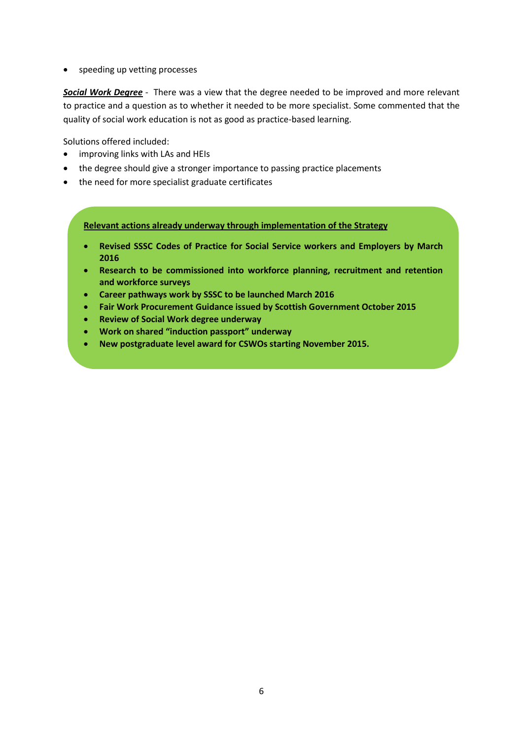- speeding up vetting processes

***<u>Social Work Degree</u>*** - There was a view that the degree needed to be improved and more relevant to practice and a question as to whether it needed to be more specialist. Some commented that the quality of social work education is not as good as practice-based learning.

Solutions offered included:

- improving links with LAs and HEIs
- the degree should give a stronger importance to passing practice placements
- the need for more specialist graduate certificates

**<u>Relevant actions already underway through implementation of the Strategy</u>**

- **Revised SSSC Codes of Practice for Social Service workers and Employers by March 2016**
- **Research to be commissioned into workforce planning, recruitment and retention and workforce surveys**
- **Career pathways work by SSSC to be launched March 2016**
- **Fair Work Procurement Guidance issued by Scottish Government October 2015**
- **Review of Social Work degree underway**
- **Work on shared "induction passport" underway**
- **New postgraduate level award for CSWOs starting November 2015.**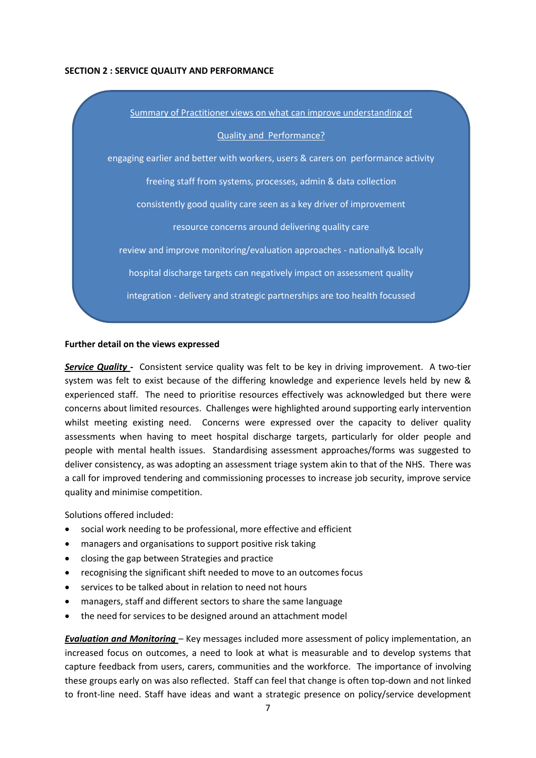**SECTION 2 : SERVICE QUALITY AND PERFORMANCE**

Summary of Practitioner views on what can improve understanding of Quality and Performance?

engaging earlier and better with workers, users & carers on performance activity

freeing staff from systems, processes, admin & data collection

consistently good quality care seen as a key driver of improvement

resource concerns around delivering quality care

review and improve monitoring/evaluation approaches - nationally& locally

hospital discharge targets can negatively impact on assessment quality

integration - delivery and strategic partnerships are too health focussed

**Further detail on the views expressed**

***Service Quality*** **-** Consistent service quality was felt to be key in driving improvement. A two-tier system was felt to exist because of the differing knowledge and experience levels held by new & experienced staff. The need to prioritise resources effectively was acknowledged but there were concerns about limited resources. Challenges were highlighted around supporting early intervention whilst meeting existing need. Concerns were expressed over the capacity to deliver quality assessments when having to meet hospital discharge targets, particularly for older people and people with mental health issues. Standardising assessment approaches/forms was suggested to deliver consistency, as was adopting an assessment triage system akin to that of the NHS. There was a call for improved tendering and commissioning processes to increase job security, improve service quality and minimise competition.

Solutions offered included:

- social work needing to be professional, more effective and efficient
- managers and organisations to support positive risk taking
- closing the gap between Strategies and practice
- recognising the significant shift needed to move to an outcomes focus
- services to be talked about in relation to need not hours
- managers, staff and different sectors to share the same language
- the need for services to be designed around an attachment model

***Evaluation and Monitoring*** – Key messages included more assessment of policy implementation, an increased focus on outcomes, a need to look at what is measurable and to develop systems that capture feedback from users, carers, communities and the workforce. The importance of involving these groups early on was also reflected. Staff can feel that change is often top-down and not linked to front-line need. Staff have ideas and want a strategic presence on policy/service development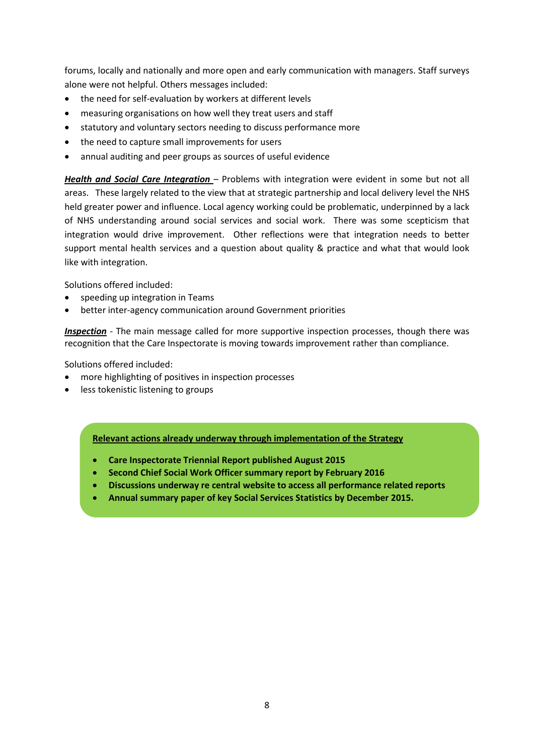forums, locally and nationally and more open and early communication with managers. Staff surveys alone were not helpful. Others messages included:

- the need for self-evaluation by workers at different levels
- measuring organisations on how well they treat users and staff
- statutory and voluntary sectors needing to discuss performance more
- the need to capture small improvements for users
- annual auditing and peer groups as sources of useful evidence

***Health and Social Care Integration*** – Problems with integration were evident in some but not all areas. These largely related to the view that at strategic partnership and local delivery level the NHS held greater power and influence. Local agency working could be problematic, underpinned by a lack of NHS understanding around social services and social work. There was some scepticism that integration would drive improvement. Other reflections were that integration needs to better support mental health services and a question about quality & practice and what that would look like with integration.

Solutions offered included:

- speeding up integration in Teams
- better inter-agency communication around Government priorities

***Inspection*** - The main message called for more supportive inspection processes, though there was recognition that the Care Inspectorate is moving towards improvement rather than compliance.

Solutions offered included:

- more highlighting of positives in inspection processes
- less tokenistic listening to groups

**Relevant actions already underway through implementation of the Strategy**

- **Care Inspectorate Triennial Report published August 2015**
- **Second Chief Social Work Officer summary report by February 2016**
- **Discussions underway re central website to access all performance related reports**
- **Annual summary paper of key Social Services Statistics by December 2015.**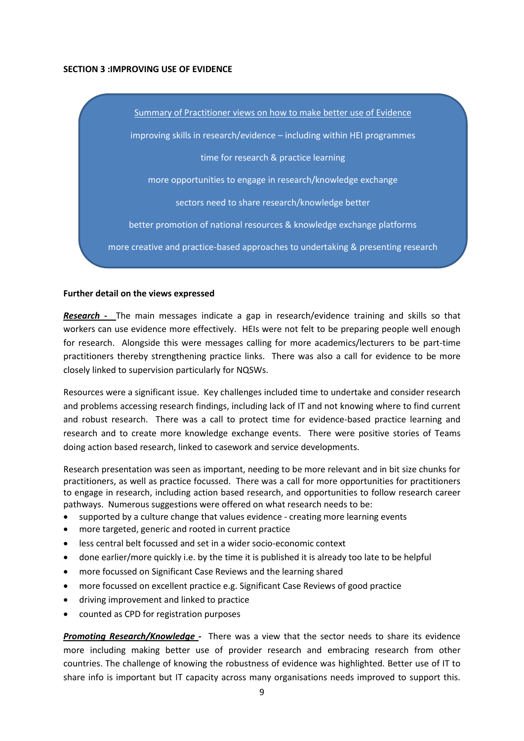## SECTION 3 :IMPROVING USE OF EVIDENCE

Summary of Practitioner views on how to make better use of Evidence

improving skills in research/evidence – including within HEI programmes

time for research & practice learning

more opportunities to engage in research/knowledge exchange

sectors need to share research/knowledge better

better promotion of national resources & knowledge exchange platforms

more creative and practice-based approaches to undertaking & presenting research

### Further detail on the views expressed

***Research -*** The main messages indicate a gap in research/evidence training and skills so that workers can use evidence more effectively. HEIs were not felt to be preparing people well enough for research. Alongside this were messages calling for more academics/lecturers to be part-time practitioners thereby strengthening practice links. There was also a call for evidence to be more closely linked to supervision particularly for NQSWs.

Resources were a significant issue. Key challenges included time to undertake and consider research and problems accessing research findings, including lack of IT and not knowing where to find current and robust research. There was a call to protect time for evidence-based practice learning and research and to create more knowledge exchange events. There were positive stories of Teams doing action based research, linked to casework and service developments.

Research presentation was seen as important, needing to be more relevant and in bit size chunks for practitioners, as well as practice focussed. There was a call for more opportunities for practitioners to engage in research, including action based research, and opportunities to follow research career pathways. Numerous suggestions were offered on what research needs to be:

- supported by a culture change that values evidence - creating more learning events
- more targeted, generic and rooted in current practice
- less central belt focussed and set in a wider socio-economic context
- done earlier/more quickly i.e. by the time it is published it is already too late to be helpful
- more focussed on Significant Case Reviews and the learning shared
- more focussed on excellent practice e.g. Significant Case Reviews of good practice
- driving improvement and linked to practice
- counted as CPD for registration purposes

***Promoting Research/Knowledge -*** There was a view that the sector needs to share its evidence more including making better use of provider research and embracing research from other countries. The challenge of knowing the robustness of evidence was highlighted. Better use of IT to share info is important but IT capacity across many organisations needs improved to support this.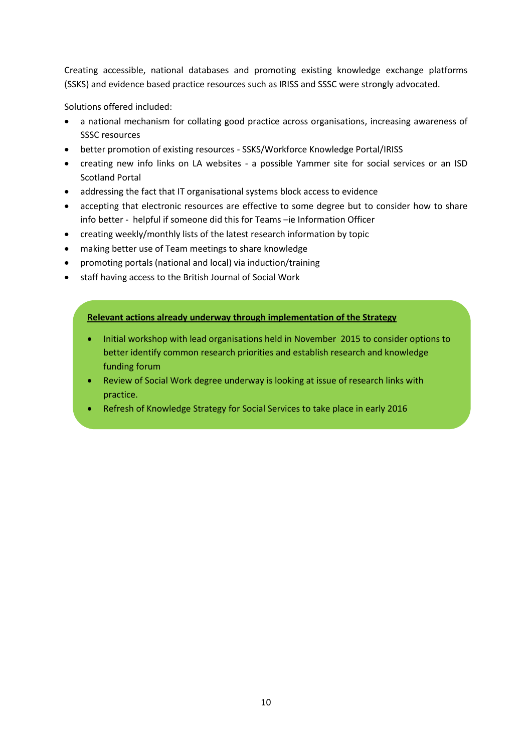Creating accessible, national databases and promoting existing knowledge exchange platforms (SSKS) and evidence based practice resources such as IRISS and SSSC were strongly advocated.

Solutions offered included:

- a national mechanism for collating good practice across organisations, increasing awareness of SSSC resources
- better promotion of existing resources - SSKS/Workforce Knowledge Portal/IRISS
- creating new info links on LA websites - a possible Yammer site for social services or an ISD Scotland Portal
- addressing the fact that IT organisational systems block access to evidence
- accepting that electronic resources are effective to some degree but to consider how to share info better - helpful if someone did this for Teams –ie Information Officer
- creating weekly/monthly lists of the latest research information by topic
- making better use of Team meetings to share knowledge
- promoting portals (national and local) via induction/training
- staff having access to the British Journal of Social Work

**Relevant actions already underway through implementation of the Strategy**

- Initial workshop with lead organisations held in November 2015 to consider options to better identify common research priorities and establish research and knowledge funding forum
- Review of Social Work degree underway is looking at issue of research links with practice.
- Refresh of Knowledge Strategy for Social Services to take place in early 2016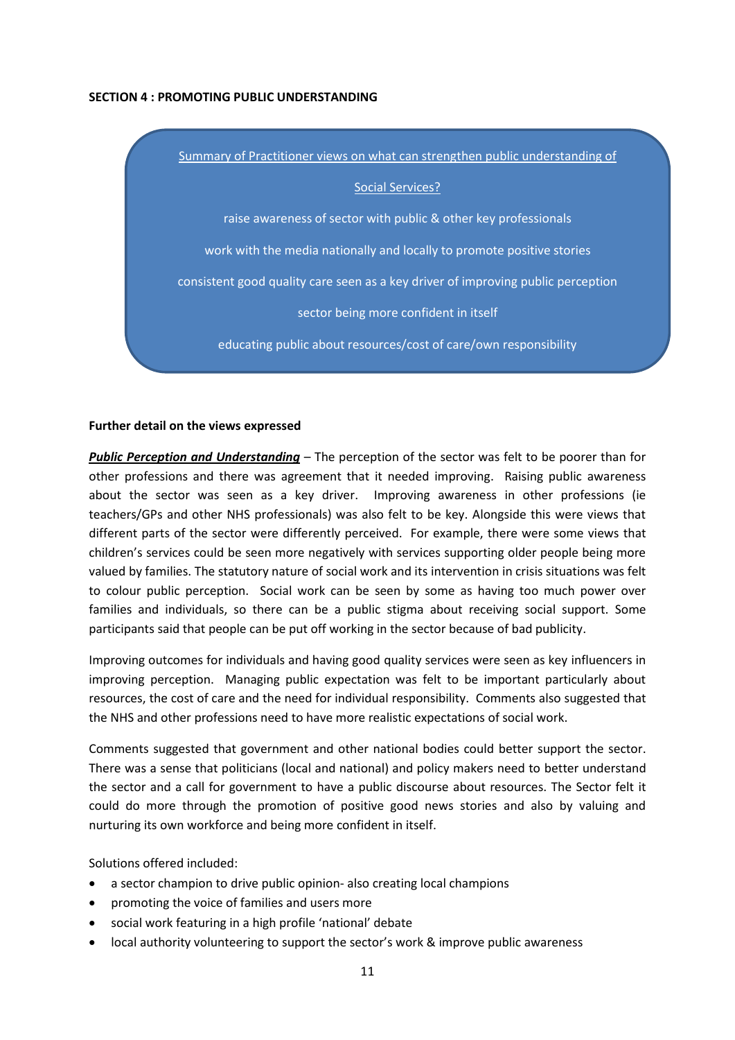**SECTION 4 : PROMOTING PUBLIC UNDERSTANDING**

Summary of Practitioner views on what can strengthen public understanding of Social Services?

raise awareness of sector with public & other key professionals

work with the media nationally and locally to promote positive stories

consistent good quality care seen as a key driver of improving public perception

sector being more confident in itself

educating public about resources/cost of care/own responsibility

**Further detail on the views expressed**

***Public Perception and Understanding*** – The perception of the sector was felt to be poorer than for other professions and there was agreement that it needed improving. Raising public awareness about the sector was seen as a key driver. Improving awareness in other professions (ie teachers/GPs and other NHS professionals) was also felt to be key. Alongside this were views that different parts of the sector were differently perceived. For example, there were some views that children's services could be seen more negatively with services supporting older people being more valued by families. The statutory nature of social work and its intervention in crisis situations was felt to colour public perception. Social work can be seen by some as having too much power over families and individuals, so there can be a public stigma about receiving social support. Some participants said that people can be put off working in the sector because of bad publicity.

Improving outcomes for individuals and having good quality services were seen as key influencers in improving perception. Managing public expectation was felt to be important particularly about resources, the cost of care and the need for individual responsibility. Comments also suggested that the NHS and other professions need to have more realistic expectations of social work.

Comments suggested that government and other national bodies could better support the sector. There was a sense that politicians (local and national) and policy makers need to better understand the sector and a call for government to have a public discourse about resources. The Sector felt it could do more through the promotion of positive good news stories and also by valuing and nurturing its own workforce and being more confident in itself.

Solutions offered included:

- a sector champion to drive public opinion- also creating local champions
- promoting the voice of families and users more
- social work featuring in a high profile 'national' debate
- local authority volunteering to support the sector's work & improve public awareness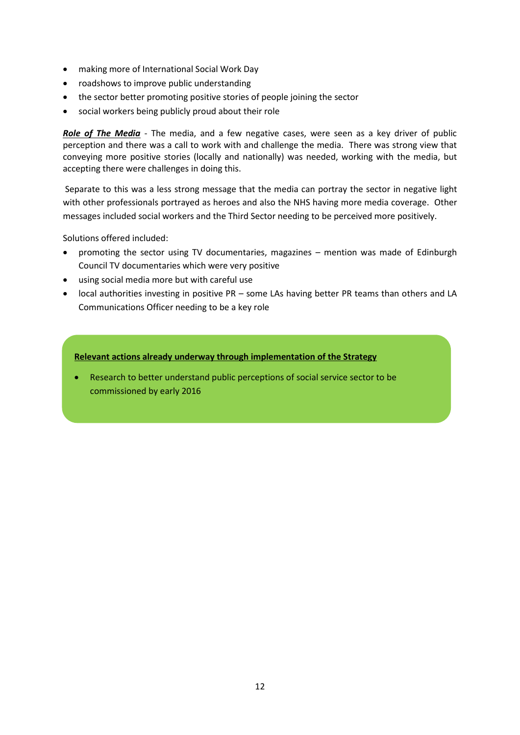- making more of International Social Work Day
- roadshows to improve public understanding
- the sector better promoting positive stories of people joining the sector
- social workers being publicly proud about their role

***Role of The Media*** - The media, and a few negative cases, were seen as a key driver of public perception and there was a call to work with and challenge the media. There was strong view that conveying more positive stories (locally and nationally) was needed, working with the media, but accepting there were challenges in doing this.

Separate to this was a less strong message that the media can portray the sector in negative light with other professionals portrayed as heroes and also the NHS having more media coverage. Other messages included social workers and the Third Sector needing to be perceived more positively.

Solutions offered included:

- promoting the sector using TV documentaries, magazines – mention was made of Edinburgh Council TV documentaries which were very positive
- using social media more but with careful use
- local authorities investing in positive PR – some LAs having better PR teams than others and LA Communications Officer needing to be a key role

**Relevant actions already underway through implementation of the Strategy**

- Research to better understand public perceptions of social service sector to be commissioned by early 2016